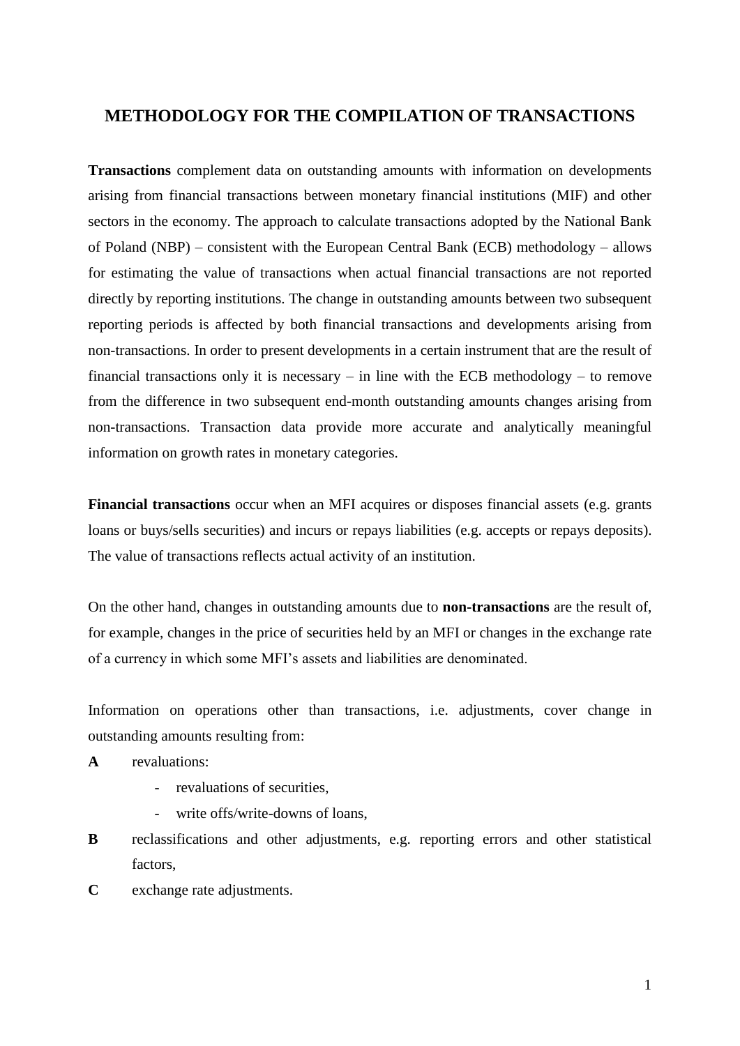# METHODOLOGY FOR THE COMPILATION OF TRANSACTIONS

**Transactions** complement data on outstanding amounts with information on developments arising from financial transactions between monetary financial institutions (MIF) and other sectors in the economy. The approach to calculate transactions adopted by the National Bank of Poland (NBP) – consistent with the European Central Bank (ECB) methodology – allows for estimating the value of transactions when actual financial transactions are not reported directly by reporting institutions. The change in outstanding amounts between two subsequent reporting periods is affected by both financial transactions and developments arising from non-transactions. In order to present developments in a certain instrument that are the result of financial transactions only it is necessary – in line with the ECB methodology – to remove from the difference in two subsequent end-month outstanding amounts changes arising from non-transactions. Transaction data provide more accurate and analytically meaningful information on growth rates in monetary categories.

**Financial transactions** occur when an MFI acquires or disposes financial assets (e.g. grants loans or buys/sells securities) and incurs or repays liabilities (e.g. accepts or repays deposits). The value of transactions reflects actual activity of an institution.

On the other hand, changes in outstanding amounts due to **non-transactions** are the result of, for example, changes in the price of securities held by an MFI or changes in the exchange rate of a currency in which some MFI's assets and liabilities are denominated.

Information on operations other than transactions, i.e. adjustments, cover change in outstanding amounts resulting from:

**A** revaluations:
- revaluations of securities,
- write offs/write-downs of loans,

**B** reclassifications and other adjustments, e.g. reporting errors and other statistical factors,

**C** exchange rate adjustments.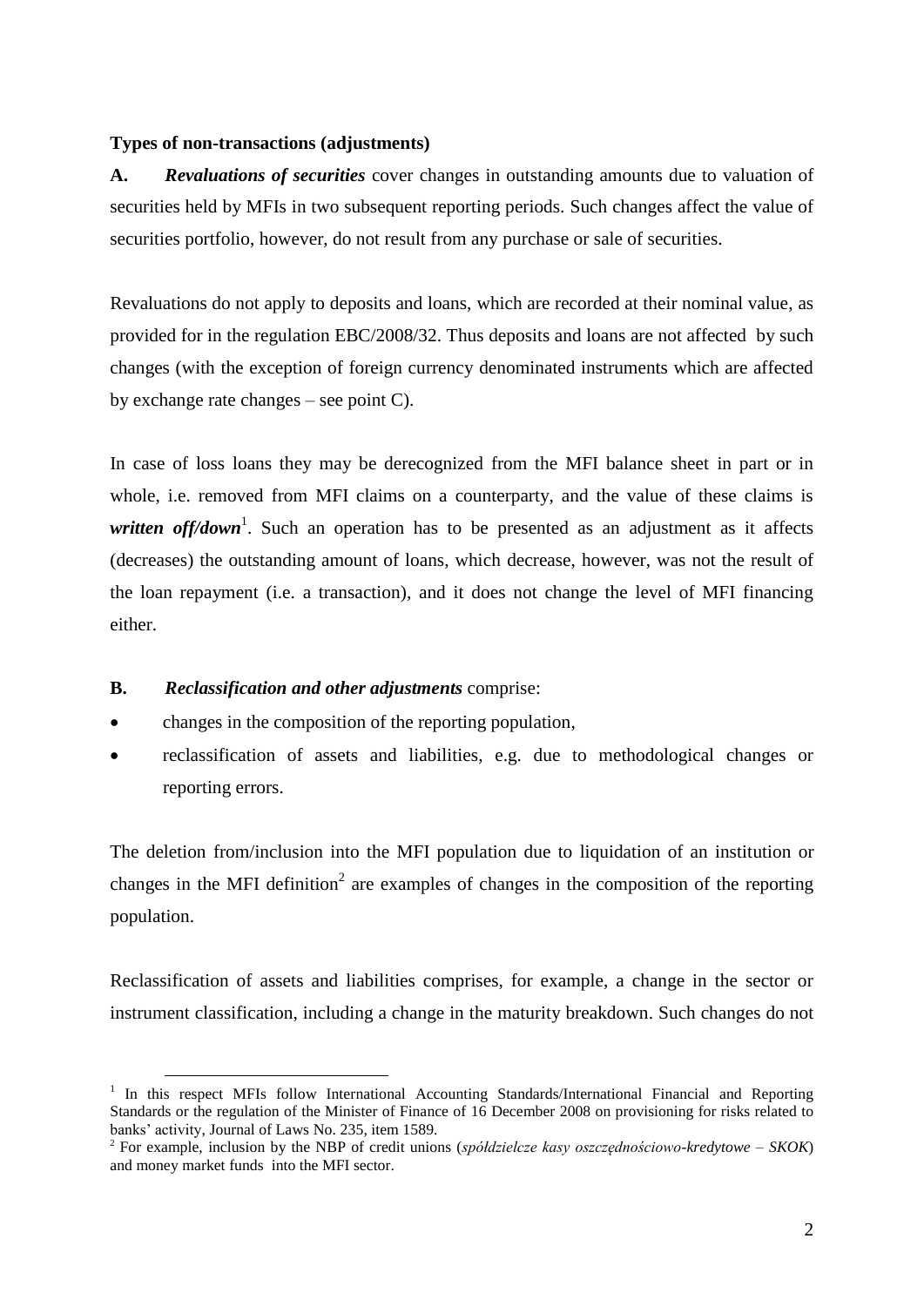**Types of non-transactions (adjustments)**

**A.** ***Revaluations of securities*** cover changes in outstanding amounts due to valuation of securities held by MFIs in two subsequent reporting periods. Such changes affect the value of securities portfolio, however, do not result from any purchase or sale of securities.

Revaluations do not apply to deposits and loans, which are recorded at their nominal value, as provided for in the regulation EBC/2008/32. Thus deposits and loans are not affected by such changes (with the exception of foreign currency denominated instruments which are affected by exchange rate changes – see point C).

In case of loss loans they may be derecognized from the MFI balance sheet in part or in whole, i.e. removed from MFI claims on a counterparty, and the value of these claims is ***written off/down***[1]. Such an operation has to be presented as an adjustment as it affects (decreases) the outstanding amount of loans, which decrease, however, was not the result of the loan repayment (i.e. a transaction), and it does not change the level of MFI financing either.

**B.** ***Reclassification and other adjustments*** comprise:

- changes in the composition of the reporting population,
- reclassification of assets and liabilities, e.g. due to methodological changes or reporting errors.

The deletion from/inclusion into the MFI population due to liquidation of an institution or changes in the MFI definition[2] are examples of changes in the composition of the reporting population.

Reclassification of assets and liabilities comprises, for example, a change in the sector or instrument classification, including a change in the maturity breakdown. Such changes do not

---

[1] In this respect MFIs follow International Accounting Standards/International Financial and Reporting Standards or the regulation of the Minister of Finance of 16 December 2008 on provisioning for risks related to banks' activity, Journal of Laws No. 235, item 1589.

[2] For example, inclusion by the NBP of credit unions (*spółdzielcze kasy oszczędnościowo-kredytowe – SKOK*) and money market funds into the MFI sector.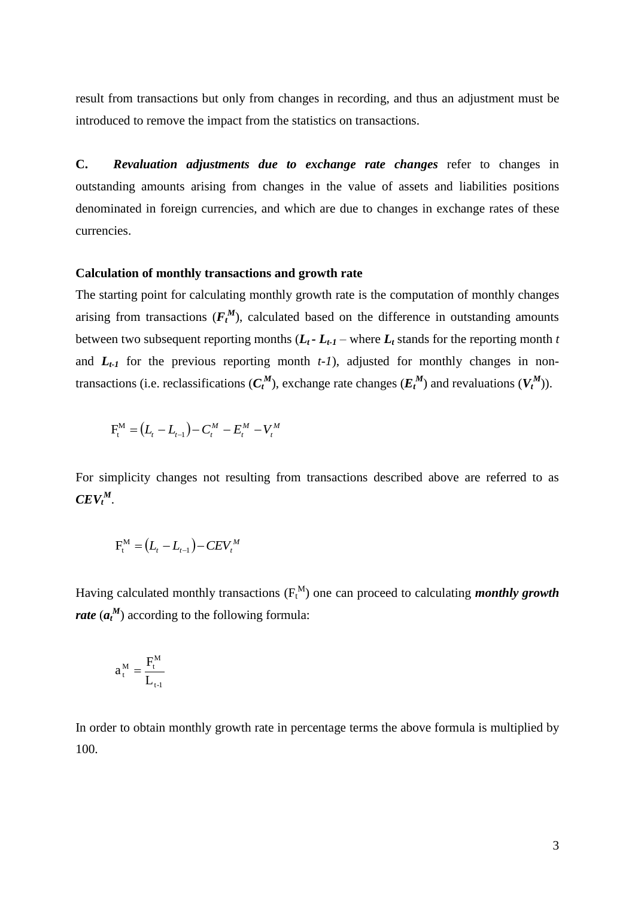result from transactions but only from changes in recording, and thus an adjustment must be introduced to remove the impact from the statistics on transactions.

**C.** ***Revaluation adjustments due to exchange rate changes*** refer to changes in outstanding amounts arising from changes in the value of assets and liabilities positions denominated in foreign currencies, and which are due to changes in exchange rates of these currencies.

**Calculation of monthly transactions and growth rate**

The starting point for calculating monthly growth rate is the computation of monthly changes arising from transactions ($F_t^M$), calculated based on the difference in outstanding amounts between two subsequent reporting months ($L_t - L_{t-1}$ – where $L_t$ stands for the reporting month *t* and $L_{t-1}$ for the previous reporting month *t-1*), adjusted for monthly changes in non-transactions (i.e. reclassifications ($C_t^M$), exchange rate changes ($E_t^M$) and revaluations ($V_t^M$)).

$$F_t^M = (L_t - L_{t-1}) - C_t^M - E_t^M - V_t^M$$

For simplicity changes not resulting from transactions described above are referred to as $CEV_t^M$.

$$F_t^M = (L_t - L_{t-1}) - CEV_t^M$$

Having calculated monthly transactions ($F_t^M$) one can proceed to calculating ***monthly growth rate*** ($a_t^M$) according to the following formula:

$$a_t^M = \frac{F_t^M}{L_{t-1}}$$

In order to obtain monthly growth rate in percentage terms the above formula is multiplied by 100.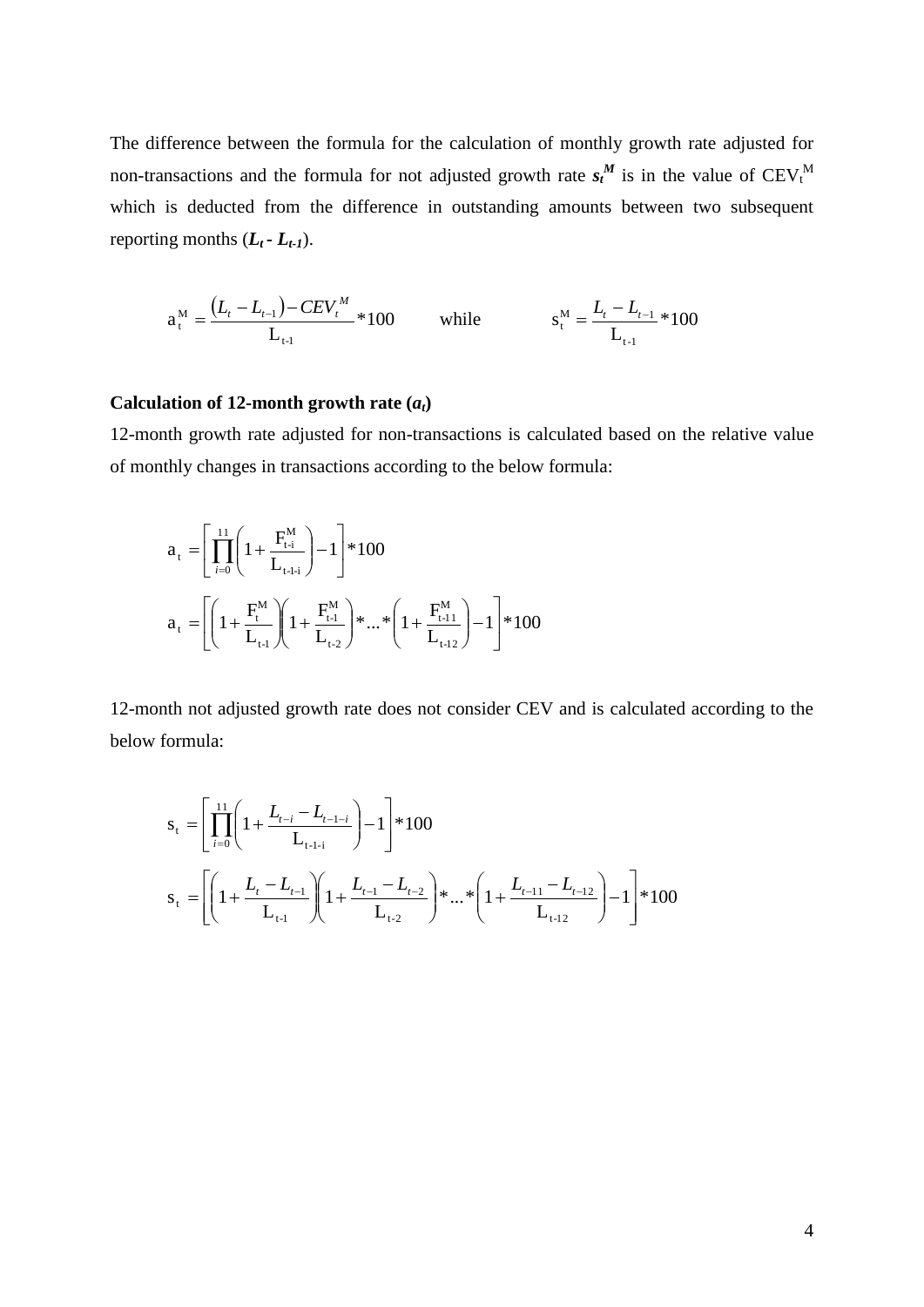The difference between the formula for the calculation of monthly growth rate adjusted for non-transactions and the formula for not adjusted growth rate $s_t^M$ is in the value of $CEV_t^M$ which is deducted from the difference in outstanding amounts between two subsequent reporting months ($L_t - L_{t-1}$).

$$a_t^M = \frac{(L_t - L_{t-1}) - CEV_t^M}{L_{t-1}} * 100 \qquad \text{while} \qquad s_t^M = \frac{L_t - L_{t-1}}{L_{t-1}} * 100$$

**Calculation of 12-month growth rate ($a_t$)**

12-month growth rate adjusted for non-transactions is calculated based on the relative value of monthly changes in transactions according to the below formula:

$$a_t = \left[ \prod_{i=0}^{11} \left( 1 + \frac{F_{t-i}^M}{L_{t-1-i}} \right) - 1 \right] * 100$$

$$a_t = \left[ \left( 1 + \frac{F_t^M}{L_{t-1}} \right) \left( 1 + \frac{F_{t-1}^M}{L_{t-2}} \right) * \ldots * \left( 1 + \frac{F_{t-11}^M}{L_{t-12}} \right) - 1 \right] * 100$$

12-month not adjusted growth rate does not consider CEV and is calculated according to the below formula:

$$s_t = \left[ \prod_{i=0}^{11} \left( 1 + \frac{L_{t-i} - L_{t-1-i}}{L_{t-1-i}} \right) - 1 \right] * 100$$

$$s_t = \left[ \left( 1 + \frac{L_t - L_{t-1}}{L_{t-1}} \right) \left( 1 + \frac{L_{t-1} - L_{t-2}}{L_{t-2}} \right) * \ldots * \left( 1 + \frac{L_{t-11} - L_{t-12}}{L_{t-12}} \right) - 1 \right] * 100$$